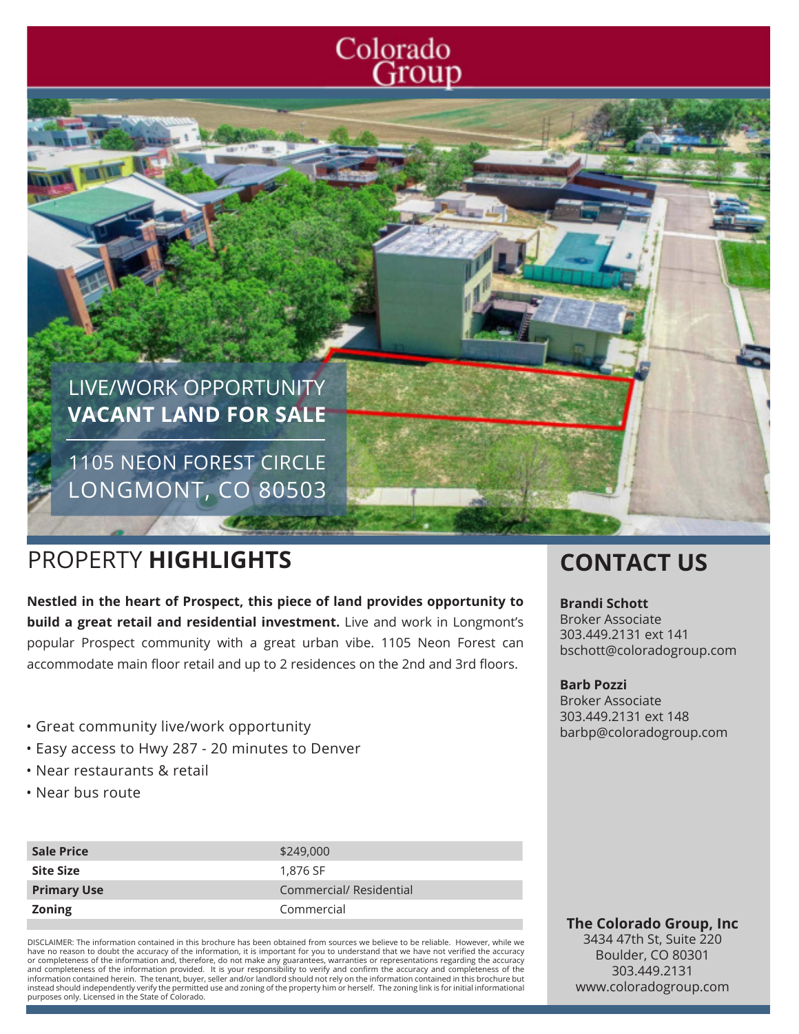Colorado Group

LIVE/WORK OPPORTUNITY
**VACANT LAND FOR SALE**

1105 NEON FOREST CIRCLE
LONGMONT, CO 80503

## PROPERTY **HIGHLIGHTS**

**Nestled in the heart of Prospect, this piece of land provides opportunity to build a great retail and residential investment.** Live and work in Longmont's popular Prospect community with a great urban vibe. 1105 Neon Forest can accommodate main floor retail and up to 2 residences on the 2nd and 3rd floors.

- Great community live/work opportunity
- Easy access to Hwy 287 - 20 minutes to Denver
- Near restaurants & retail
- Near bus route

| | |
|---|---|
| **Sale Price** | $249,000 |
| **Site Size** | 1,876 SF |
| **Primary Use** | Commercial/ Residential |
| **Zoning** | Commercial |

DISCLAIMER: The information contained in this brochure has been obtained from sources we believe to be reliable. However, while we have no reason to doubt the accuracy of the information, it is important for you to understand that we have not verified the accuracy or completeness of the information and, therefore, do not make any guarantees, warranties or representations regarding the accuracy and completeness of the information provided. It is your responsibility to verify and confirm the accuracy and completeness of the information contained herein. The tenant, buyer, seller and/or landlord should not rely on the information contained in this brochure but instead should independently verify the permitted use and zoning of the property him or herself. The zoning link is for initial informational purposes only. Licensed in the State of Colorado.

## CONTACT US

**Brandi Schott**
Broker Associate
303.449.2131 ext 141
bschott@coloradogroup.com

**Barb Pozzi**
Broker Associate
303.449.2131 ext 148
barbp@coloradogroup.com

**The Colorado Group, Inc**
3434 47th St, Suite 220
Boulder, CO 80301
303.449.2131
www.coloradogroup.com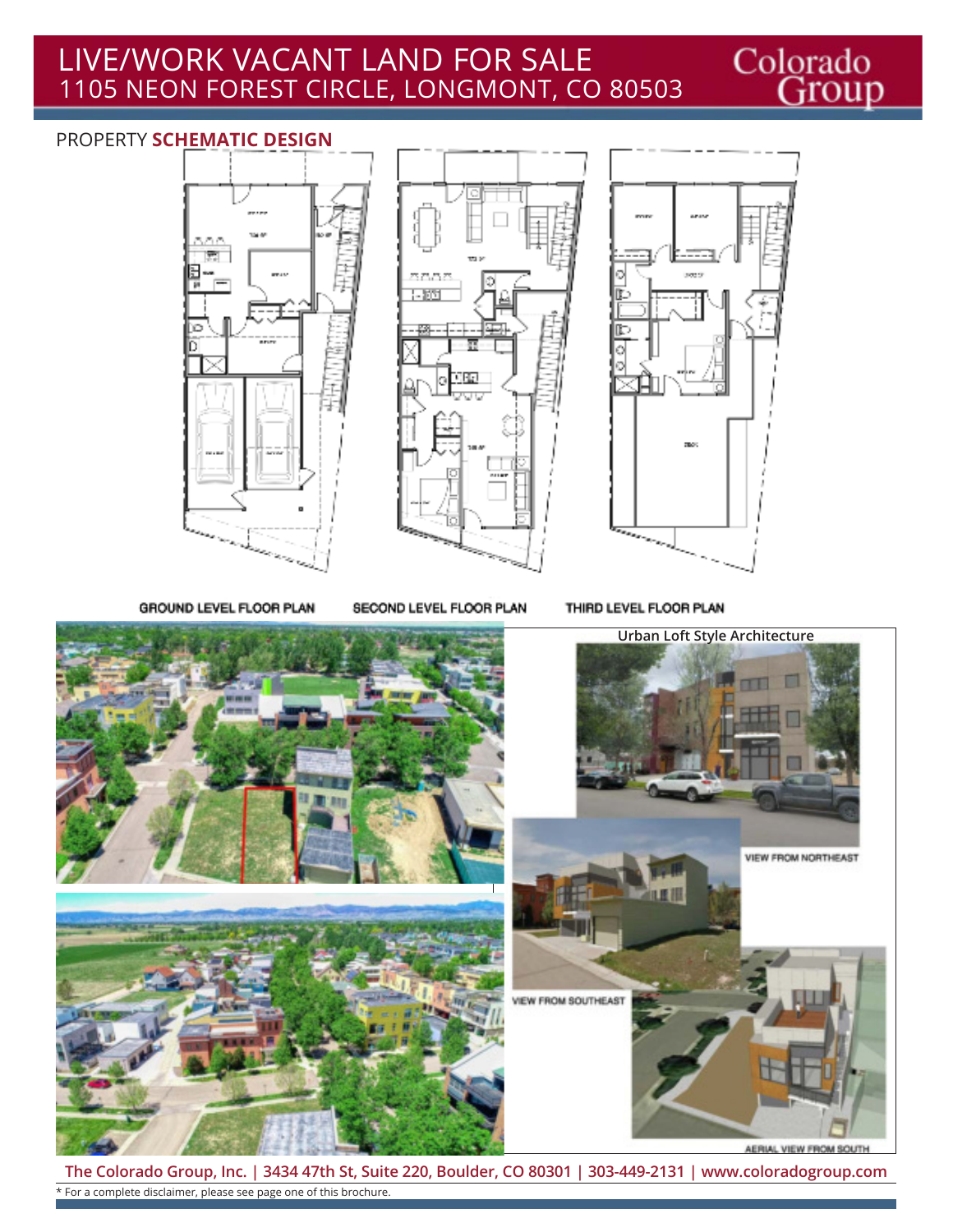# LIVE/WORK VACANT LAND FOR SALE
## 1105 NEON FOREST CIRCLE, LONGMONT, CO 80503

PROPERTY **SCHEMATIC DESIGN**

GROUND LEVEL FLOOR PLAN

SECOND LEVEL FLOOR PLAN

THIRD LEVEL FLOOR PLAN

**Urban Loft Style Architecture**

VIEW FROM NORTHEAST

VIEW FROM SOUTHEAST

AERIAL VIEW FROM SOUTH

**The Colorado Group, Inc. | 3434 47th St, Suite 220, Boulder, CO 80301 | 303-449-2131 | www.coloradogroup.com**

* For a complete disclaimer, please see page one of this brochure.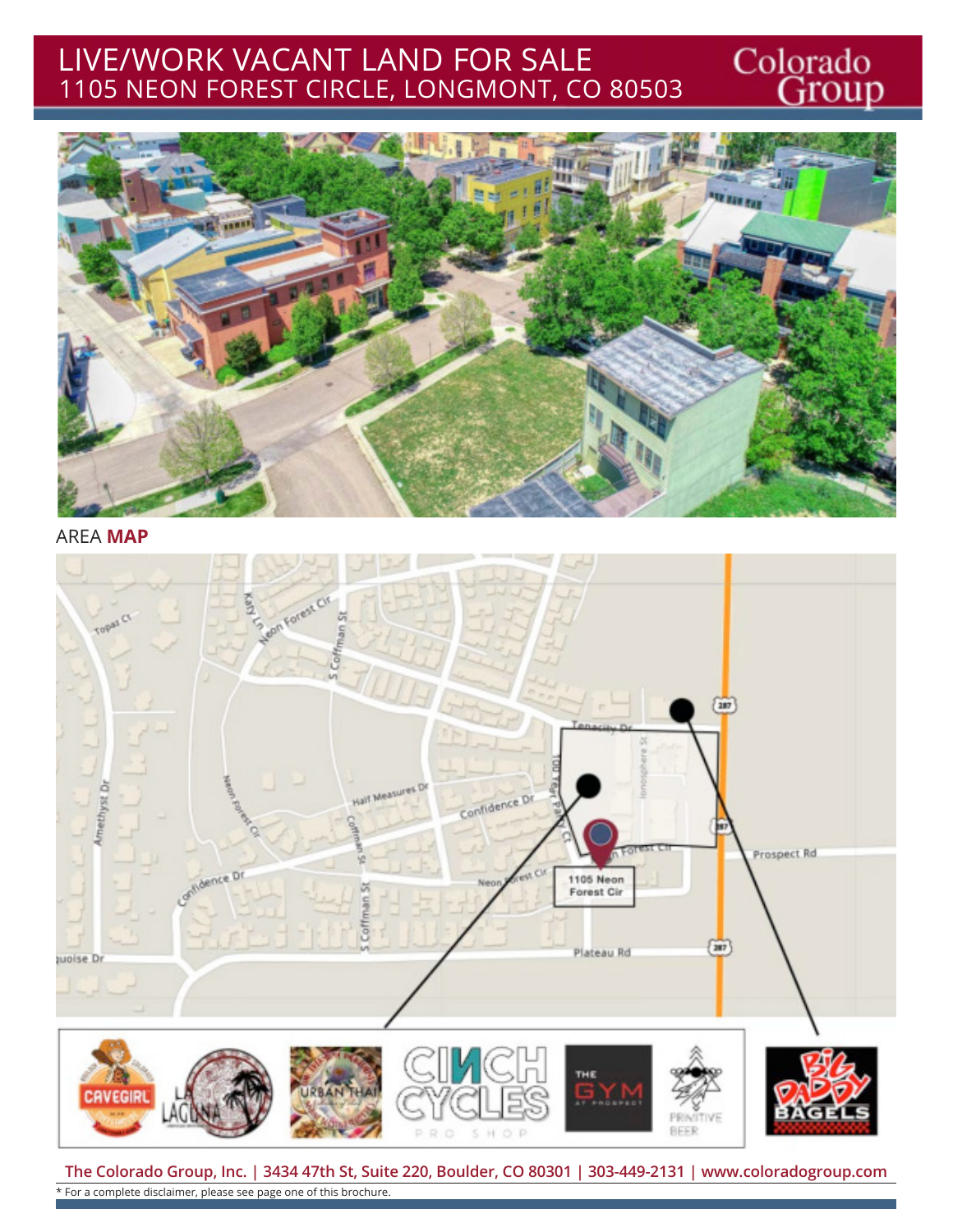# LIVE/WORK VACANT LAND FOR SALE
## 1105 NEON FOREST CIRCLE, LONGMONT, CO 80503

Colorado Group

AREA **MAP**

The Colorado Group, Inc. | 3434 47th St, Suite 220, Boulder, CO 80301 | 303-449-2131 | www.coloradogroup.com

* For a complete disclaimer, please see page one of this brochure.